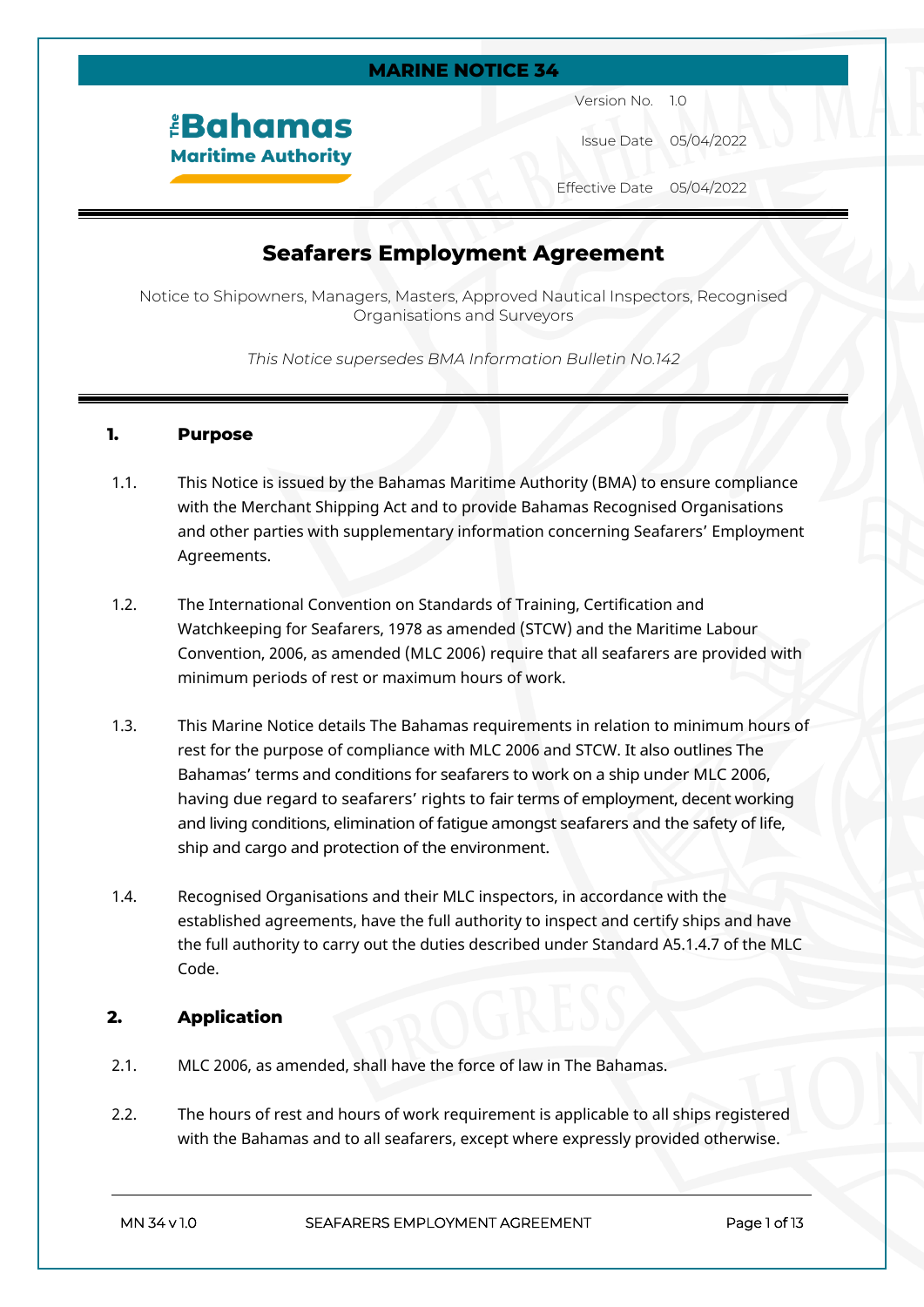**MARINE NOTICE 34**

The Bahamas Maritime Authority

| | |
|---|---|
| Version No. | 1.0 |
| Issue Date | 05/04/2022 |
| Effective Date | 05/04/2022 |

# Seafarers Employment Agreement

Notice to Shipowners, Managers, Masters, Approved Nautical Inspectors, Recognised Organisations and Surveyors

*This Notice supersedes BMA Information Bulletin No.142*

## 1. Purpose

1.1. This Notice is issued by the Bahamas Maritime Authority (BMA) to ensure compliance with the Merchant Shipping Act and to provide Bahamas Recognised Organisations and other parties with supplementary information concerning Seafarers' Employment Agreements.

1.2. The International Convention on Standards of Training, Certification and Watchkeeping for Seafarers, 1978 as amended (STCW) and the Maritime Labour Convention, 2006, as amended (MLC 2006) require that all seafarers are provided with minimum periods of rest or maximum hours of work.

1.3. This Marine Notice details The Bahamas requirements in relation to minimum hours of rest for the purpose of compliance with MLC 2006 and STCW. It also outlines The Bahamas' terms and conditions for seafarers to work on a ship under MLC 2006, having due regard to seafarers' rights to fair terms of employment, decent working and living conditions, elimination of fatigue amongst seafarers and the safety of life, ship and cargo and protection of the environment.

1.4. Recognised Organisations and their MLC inspectors, in accordance with the established agreements, have the full authority to inspect and certify ships and have the full authority to carry out the duties described under Standard A5.1.4.7 of the MLC Code.

## 2. Application

2.1. MLC 2006, as amended, shall have the force of law in The Bahamas.

2.2. The hours of rest and hours of work requirement is applicable to all ships registered with the Bahamas and to all seafarers, except where expressly provided otherwise.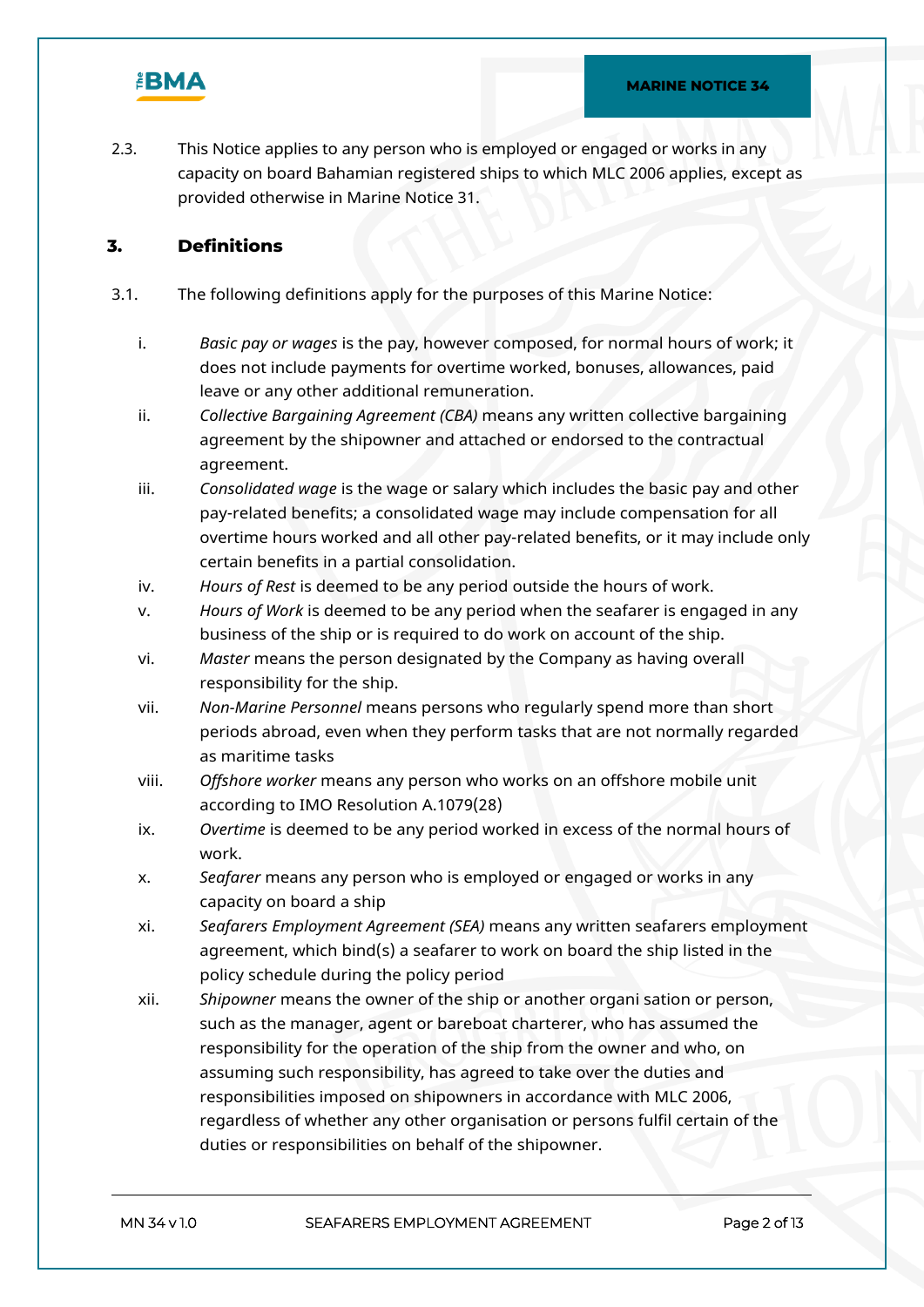2.3. This Notice applies to any person who is employed or engaged or works in any capacity on board Bahamian registered ships to which MLC 2006 applies, except as provided otherwise in Marine Notice 31.

## 3. Definitions

3.1. The following definitions apply for the purposes of this Marine Notice:

i. *Basic pay or wages* is the pay, however composed, for normal hours of work; it does not include payments for overtime worked, bonuses, allowances, paid leave or any other additional remuneration.

ii. *Collective Bargaining Agreement (CBA)* means any written collective bargaining agreement by the shipowner and attached or endorsed to the contractual agreement.

iii. *Consolidated wage* is the wage or salary which includes the basic pay and other pay-related benefits; a consolidated wage may include compensation for all overtime hours worked and all other pay-related benefits, or it may include only certain benefits in a partial consolidation.

iv. *Hours of Rest* is deemed to be any period outside the hours of work.

v. *Hours of Work* is deemed to be any period when the seafarer is engaged in any business of the ship or is required to do work on account of the ship.

vi. *Master* means the person designated by the Company as having overall responsibility for the ship.

vii. *Non-Marine Personnel* means persons who regularly spend more than short periods abroad, even when they perform tasks that are not normally regarded as maritime tasks

viii. *Offshore worker* means any person who works on an offshore mobile unit according to IMO Resolution A.1079(28)

ix. *Overtime* is deemed to be any period worked in excess of the normal hours of work.

x. *Seafarer* means any person who is employed or engaged or works in any capacity on board a ship

xi. *Seafarers Employment Agreement (SEA)* means any written seafarers employment agreement, which bind(s) a seafarer to work on board the ship listed in the policy schedule during the policy period

xii. *Shipowner* means the owner of the ship or another organi sation or person, such as the manager, agent or bareboat charterer, who has assumed the responsibility for the operation of the ship from the owner and who, on assuming such responsibility, has agreed to take over the duties and responsibilities imposed on shipowners in accordance with MLC 2006, regardless of whether any other organisation or persons fulfil certain of the duties or responsibilities on behalf of the shipowner.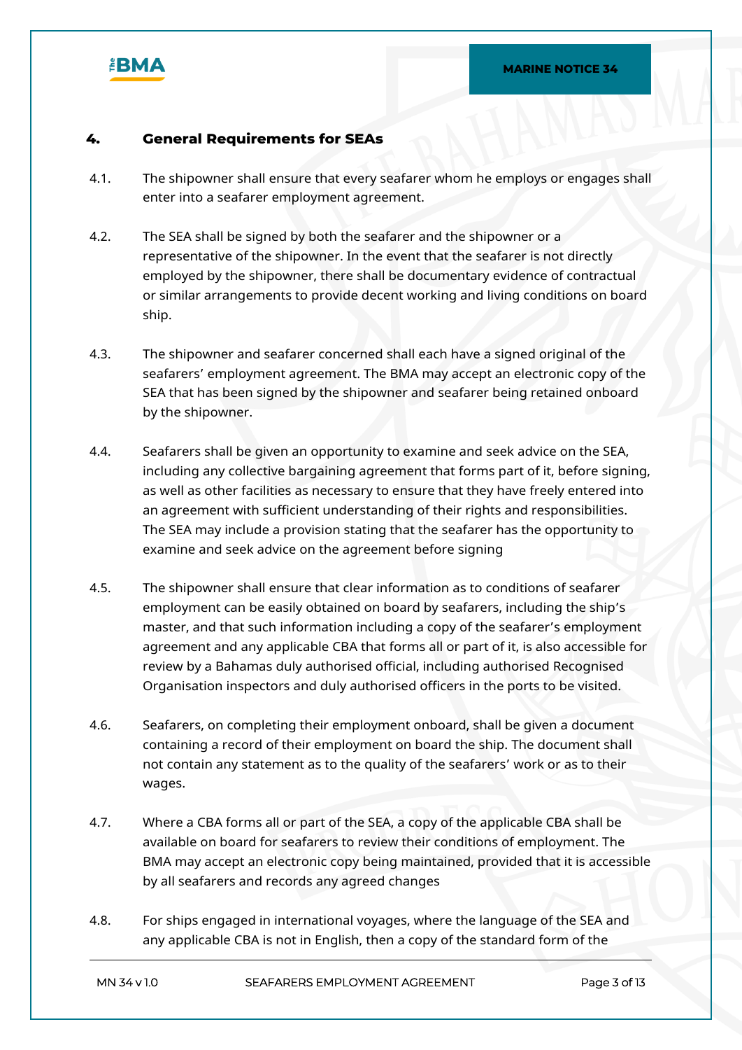## 4. General Requirements for SEAs

4.1. The shipowner shall ensure that every seafarer whom he employs or engages shall enter into a seafarer employment agreement.

4.2. The SEA shall be signed by both the seafarer and the shipowner or a representative of the shipowner. In the event that the seafarer is not directly employed by the shipowner, there shall be documentary evidence of contractual or similar arrangements to provide decent working and living conditions on board ship.

4.3. The shipowner and seafarer concerned shall each have a signed original of the seafarers' employment agreement. The BMA may accept an electronic copy of the SEA that has been signed by the shipowner and seafarer being retained onboard by the shipowner.

4.4. Seafarers shall be given an opportunity to examine and seek advice on the SEA, including any collective bargaining agreement that forms part of it, before signing, as well as other facilities as necessary to ensure that they have freely entered into an agreement with sufficient understanding of their rights and responsibilities. The SEA may include a provision stating that the seafarer has the opportunity to examine and seek advice on the agreement before signing

4.5. The shipowner shall ensure that clear information as to conditions of seafarer employment can be easily obtained on board by seafarers, including the ship's master, and that such information including a copy of the seafarer's employment agreement and any applicable CBA that forms all or part of it, is also accessible for review by a Bahamas duly authorised official, including authorised Recognised Organisation inspectors and duly authorised officers in the ports to be visited.

4.6. Seafarers, on completing their employment onboard, shall be given a document containing a record of their employment on board the ship. The document shall not contain any statement as to the quality of the seafarers' work or as to their wages.

4.7. Where a CBA forms all or part of the SEA, a copy of the applicable CBA shall be available on board for seafarers to review their conditions of employment. The BMA may accept an electronic copy being maintained, provided that it is accessible by all seafarers and records any agreed changes

4.8. For ships engaged in international voyages, where the language of the SEA and any applicable CBA is not in English, then a copy of the standard form of the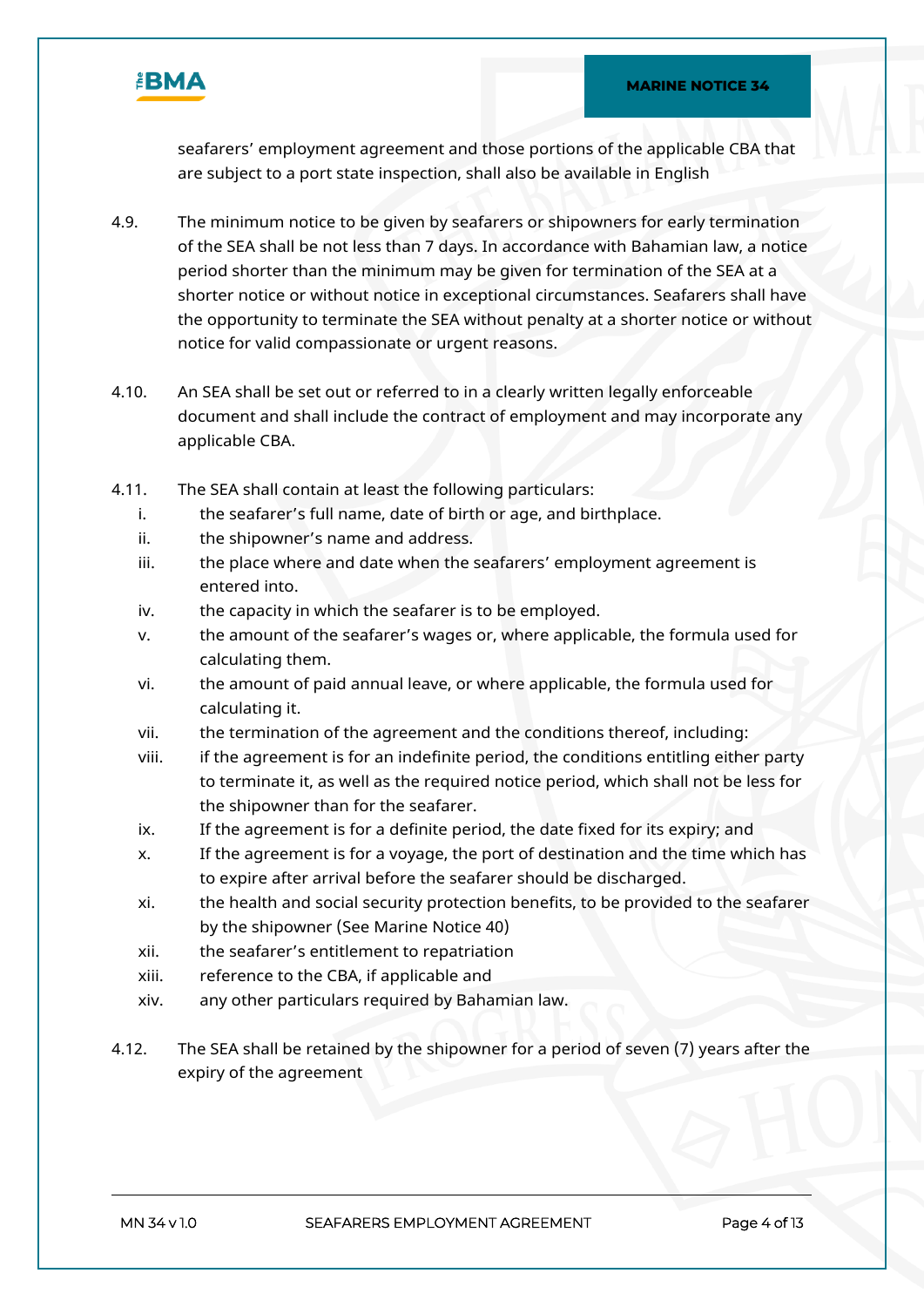seafarers' employment agreement and those portions of the applicable CBA that are subject to a port state inspection, shall also be available in English

4.9. The minimum notice to be given by seafarers or shipowners for early termination of the SEA shall be not less than 7 days. In accordance with Bahamian law, a notice period shorter than the minimum may be given for termination of the SEA at a shorter notice or without notice in exceptional circumstances. Seafarers shall have the opportunity to terminate the SEA without penalty at a shorter notice or without notice for valid compassionate or urgent reasons.

4.10. An SEA shall be set out or referred to in a clearly written legally enforceable document and shall include the contract of employment and may incorporate any applicable CBA.

4.11. The SEA shall contain at least the following particulars:

i. the seafarer's full name, date of birth or age, and birthplace.
ii. the shipowner's name and address.
iii. the place where and date when the seafarers' employment agreement is entered into.
iv. the capacity in which the seafarer is to be employed.
v. the amount of the seafarer's wages or, where applicable, the formula used for calculating them.
vi. the amount of paid annual leave, or where applicable, the formula used for calculating it.
vii. the termination of the agreement and the conditions thereof, including:
viii. if the agreement is for an indefinite period, the conditions entitling either party to terminate it, as well as the required notice period, which shall not be less for the shipowner than for the seafarer.
ix. If the agreement is for a definite period, the date fixed for its expiry; and
x. If the agreement is for a voyage, the port of destination and the time which has to expire after arrival before the seafarer should be discharged.
xi. the health and social security protection benefits, to be provided to the seafarer by the shipowner (See Marine Notice 40)
xii. the seafarer's entitlement to repatriation
xiii. reference to the CBA, if applicable and
xiv. any other particulars required by Bahamian law.

4.12. The SEA shall be retained by the shipowner for a period of seven (7) years after the expiry of the agreement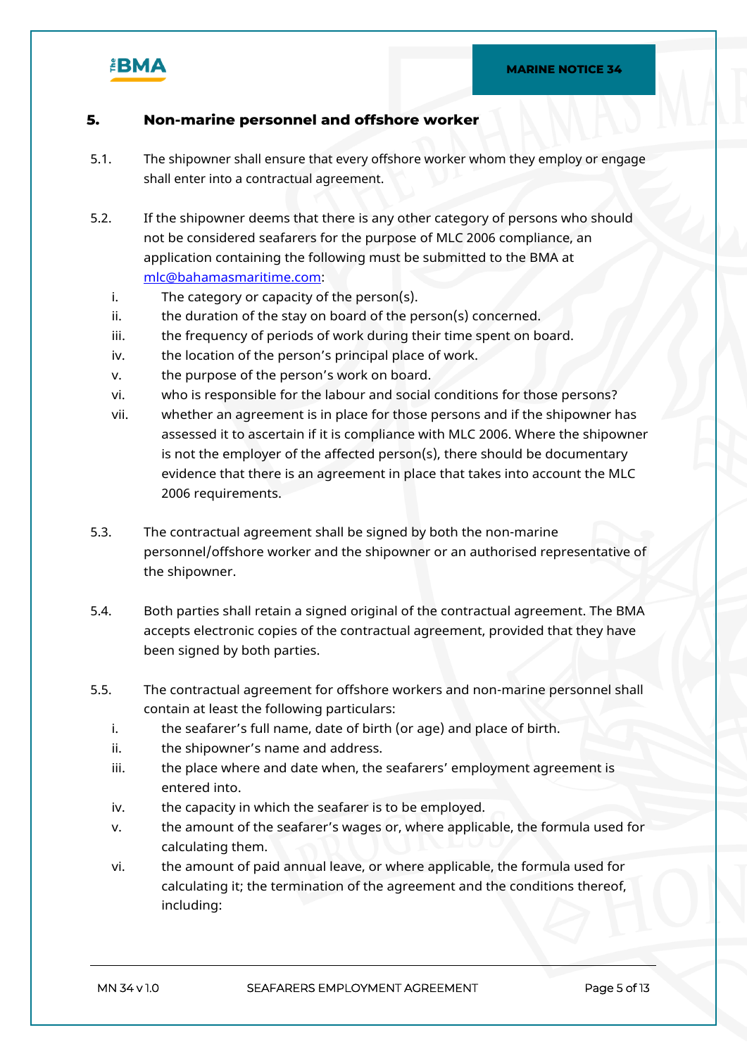## 5. Non-marine personnel and offshore worker

5.1. The shipowner shall ensure that every offshore worker whom they employ or engage shall enter into a contractual agreement.

5.2. If the shipowner deems that there is any other category of persons who should not be considered seafarers for the purpose of MLC 2006 compliance, an application containing the following must be submitted to the BMA at mlc@bahamasmaritime.com:

   i. The category or capacity of the person(s).
   ii. the duration of the stay on board of the person(s) concerned.
   iii. the frequency of periods of work during their time spent on board.
   iv. the location of the person's principal place of work.
   v. the purpose of the person's work on board.
   vi. who is responsible for the labour and social conditions for those persons?
   vii. whether an agreement is in place for those persons and if the shipowner has assessed it to ascertain if it is compliance with MLC 2006. Where the shipowner is not the employer of the affected person(s), there should be documentary evidence that there is an agreement in place that takes into account the MLC 2006 requirements.

5.3. The contractual agreement shall be signed by both the non-marine personnel/offshore worker and the shipowner or an authorised representative of the shipowner.

5.4. Both parties shall retain a signed original of the contractual agreement. The BMA accepts electronic copies of the contractual agreement, provided that they have been signed by both parties.

5.5. The contractual agreement for offshore workers and non-marine personnel shall contain at least the following particulars:

   i. the seafarer's full name, date of birth (or age) and place of birth.
   ii. the shipowner's name and address.
   iii. the place where and date when, the seafarers' employment agreement is entered into.
   iv. the capacity in which the seafarer is to be employed.
   v. the amount of the seafarer's wages or, where applicable, the formula used for calculating them.
   vi. the amount of paid annual leave, or where applicable, the formula used for calculating it; the termination of the agreement and the conditions thereof, including: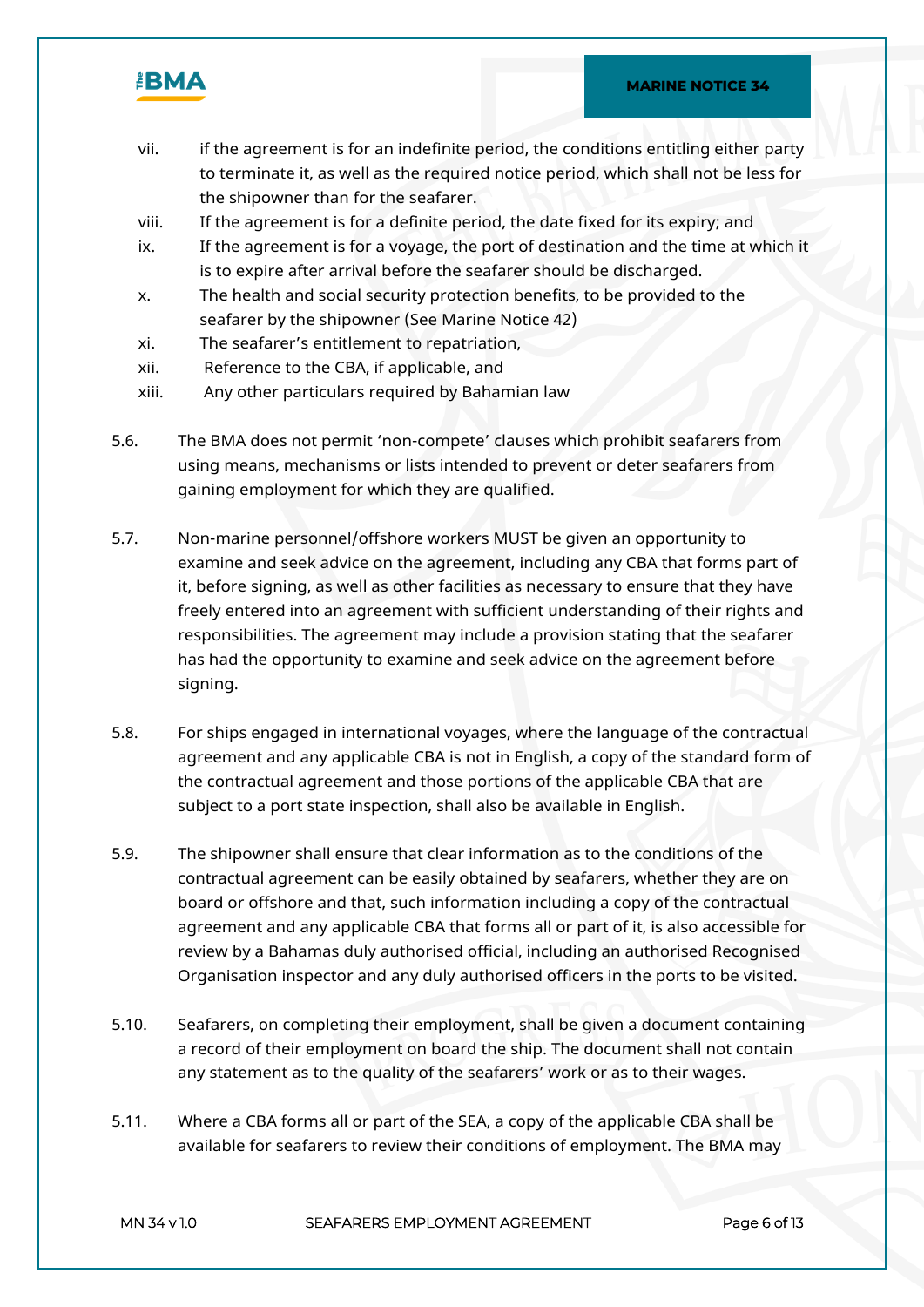vii. if the agreement is for an indefinite period, the conditions entitling either party to terminate it, as well as the required notice period, which shall not be less for the shipowner than for the seafarer.

viii. If the agreement is for a definite period, the date fixed for its expiry; and

ix. If the agreement is for a voyage, the port of destination and the time at which it is to expire after arrival before the seafarer should be discharged.

x. The health and social security protection benefits, to be provided to the seafarer by the shipowner (See Marine Notice 42)

xi. The seafarer's entitlement to repatriation,

xii. Reference to the CBA, if applicable, and

xiii. Any other particulars required by Bahamian law

5.6. The BMA does not permit 'non-compete' clauses which prohibit seafarers from using means, mechanisms or lists intended to prevent or deter seafarers from gaining employment for which they are qualified.

5.7. Non-marine personnel/offshore workers MUST be given an opportunity to examine and seek advice on the agreement, including any CBA that forms part of it, before signing, as well as other facilities as necessary to ensure that they have freely entered into an agreement with sufficient understanding of their rights and responsibilities. The agreement may include a provision stating that the seafarer has had the opportunity to examine and seek advice on the agreement before signing.

5.8. For ships engaged in international voyages, where the language of the contractual agreement and any applicable CBA is not in English, a copy of the standard form of the contractual agreement and those portions of the applicable CBA that are subject to a port state inspection, shall also be available in English.

5.9. The shipowner shall ensure that clear information as to the conditions of the contractual agreement can be easily obtained by seafarers, whether they are on board or offshore and that, such information including a copy of the contractual agreement and any applicable CBA that forms all or part of it, is also accessible for review by a Bahamas duly authorised official, including an authorised Recognised Organisation inspector and any duly authorised officers in the ports to be visited.

5.10. Seafarers, on completing their employment, shall be given a document containing a record of their employment on board the ship. The document shall not contain any statement as to the quality of the seafarers' work or as to their wages.

5.11. Where a CBA forms all or part of the SEA, a copy of the applicable CBA shall be available for seafarers to review their conditions of employment. The BMA may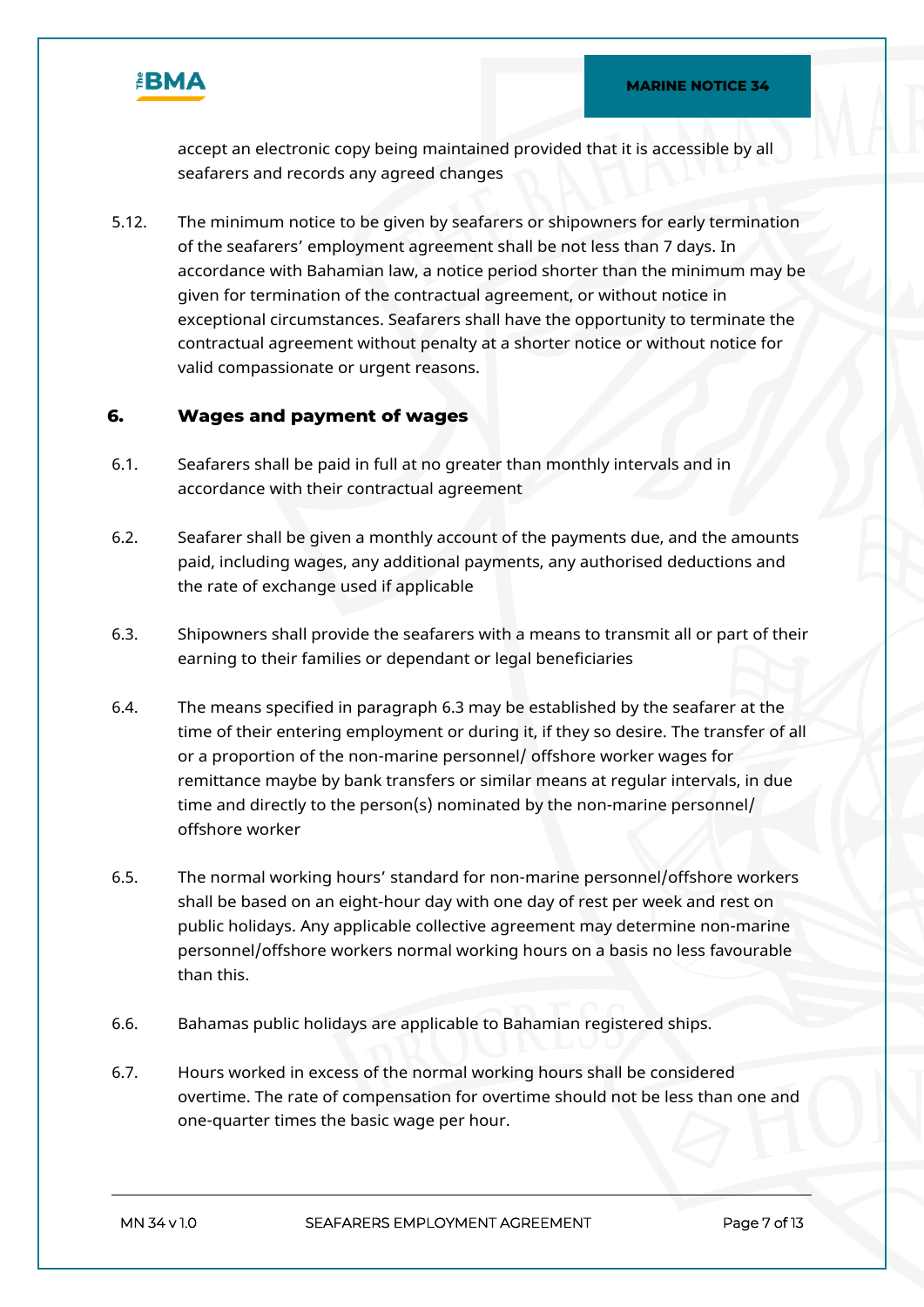accept an electronic copy being maintained provided that it is accessible by all seafarers and records any agreed changes

5.12. The minimum notice to be given by seafarers or shipowners for early termination of the seafarers' employment agreement shall be not less than 7 days. In accordance with Bahamian law, a notice period shorter than the minimum may be given for termination of the contractual agreement, or without notice in exceptional circumstances. Seafarers shall have the opportunity to terminate the contractual agreement without penalty at a shorter notice or without notice for valid compassionate or urgent reasons.

## 6. Wages and payment of wages

6.1. Seafarers shall be paid in full at no greater than monthly intervals and in accordance with their contractual agreement

6.2. Seafarer shall be given a monthly account of the payments due, and the amounts paid, including wages, any additional payments, any authorised deductions and the rate of exchange used if applicable

6.3. Shipowners shall provide the seafarers with a means to transmit all or part of their earning to their families or dependant or legal beneficiaries

6.4. The means specified in paragraph 6.3 may be established by the seafarer at the time of their entering employment or during it, if they so desire. The transfer of all or a proportion of the non-marine personnel/ offshore worker wages for remittance maybe by bank transfers or similar means at regular intervals, in due time and directly to the person(s) nominated by the non-marine personnel/ offshore worker

6.5. The normal working hours' standard for non-marine personnel/offshore workers shall be based on an eight-hour day with one day of rest per week and rest on public holidays. Any applicable collective agreement may determine non-marine personnel/offshore workers normal working hours on a basis no less favourable than this.

6.6. Bahamas public holidays are applicable to Bahamian registered ships.

6.7. Hours worked in excess of the normal working hours shall be considered overtime. The rate of compensation for overtime should not be less than one and one-quarter times the basic wage per hour.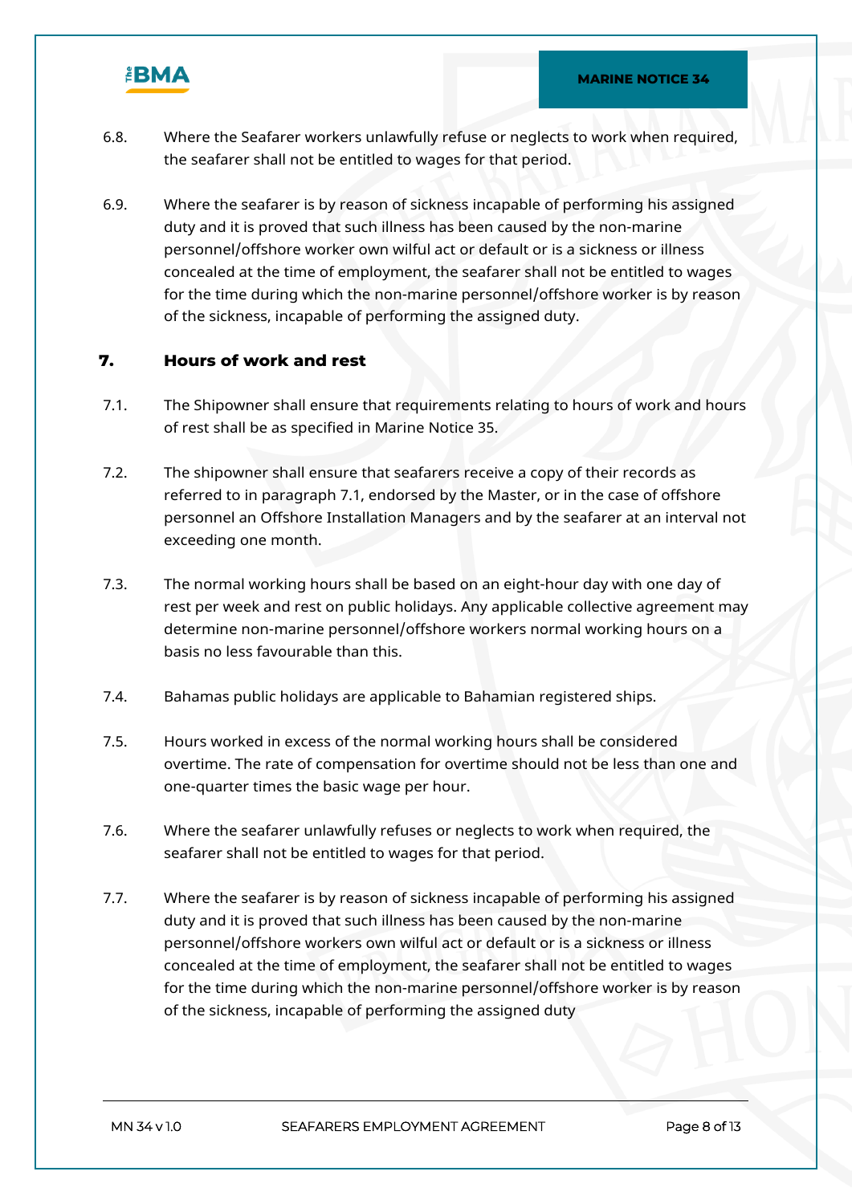6.8. Where the Seafarer workers unlawfully refuse or neglects to work when required, the seafarer shall not be entitled to wages for that period.

6.9. Where the seafarer is by reason of sickness incapable of performing his assigned duty and it is proved that such illness has been caused by the non-marine personnel/offshore worker own wilful act or default or is a sickness or illness concealed at the time of employment, the seafarer shall not be entitled to wages for the time during which the non-marine personnel/offshore worker is by reason of the sickness, incapable of performing the assigned duty.

## 7. Hours of work and rest

7.1. The Shipowner shall ensure that requirements relating to hours of work and hours of rest shall be as specified in Marine Notice 35.

7.2. The shipowner shall ensure that seafarers receive a copy of their records as referred to in paragraph 7.1, endorsed by the Master, or in the case of offshore personnel an Offshore Installation Managers and by the seafarer at an interval not exceeding one month.

7.3. The normal working hours shall be based on an eight-hour day with one day of rest per week and rest on public holidays. Any applicable collective agreement may determine non-marine personnel/offshore workers normal working hours on a basis no less favourable than this.

7.4. Bahamas public holidays are applicable to Bahamian registered ships.

7.5. Hours worked in excess of the normal working hours shall be considered overtime. The rate of compensation for overtime should not be less than one and one-quarter times the basic wage per hour.

7.6. Where the seafarer unlawfully refuses or neglects to work when required, the seafarer shall not be entitled to wages for that period.

7.7. Where the seafarer is by reason of sickness incapable of performing his assigned duty and it is proved that such illness has been caused by the non-marine personnel/offshore workers own wilful act or default or is a sickness or illness concealed at the time of employment, the seafarer shall not be entitled to wages for the time during which the non-marine personnel/offshore worker is by reason of the sickness, incapable of performing the assigned duty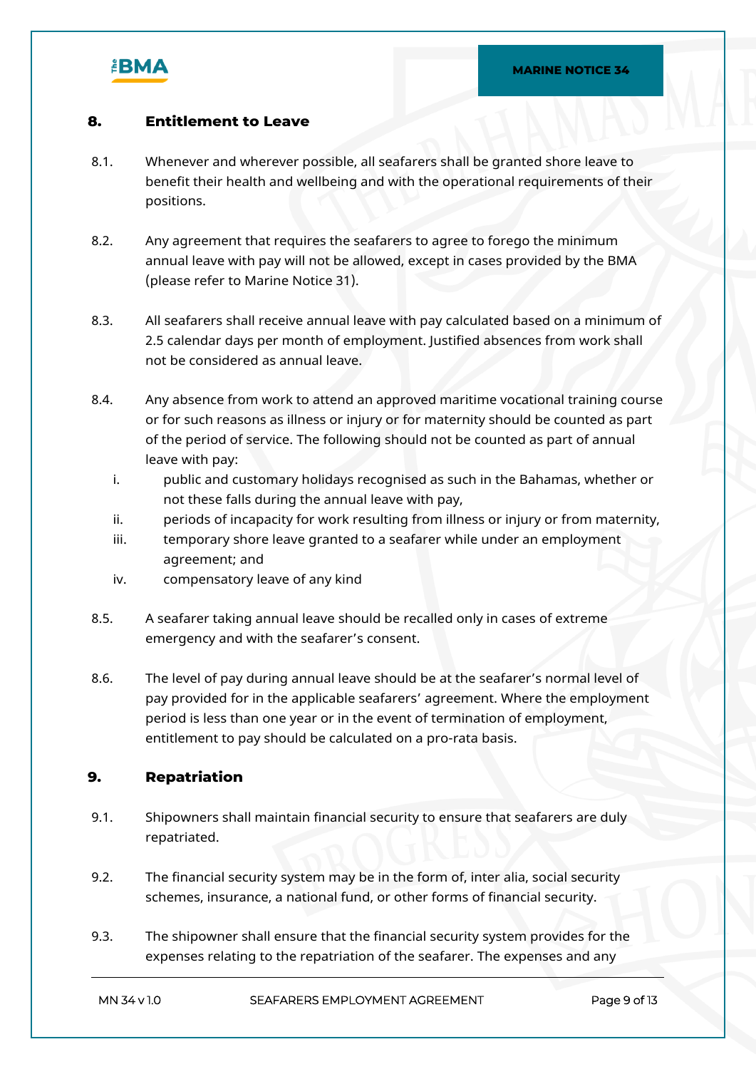## 8. Entitlement to Leave

8.1. Whenever and wherever possible, all seafarers shall be granted shore leave to benefit their health and wellbeing and with the operational requirements of their positions.

8.2. Any agreement that requires the seafarers to agree to forego the minimum annual leave with pay will not be allowed, except in cases provided by the BMA (please refer to Marine Notice 31).

8.3. All seafarers shall receive annual leave with pay calculated based on a minimum of 2.5 calendar days per month of employment. Justified absences from work shall not be considered as annual leave.

8.4. Any absence from work to attend an approved maritime vocational training course or for such reasons as illness or injury or for maternity should be counted as part of the period of service. The following should not be counted as part of annual leave with pay:

i. public and customary holidays recognised as such in the Bahamas, whether or not these falls during the annual leave with pay,

ii. periods of incapacity for work resulting from illness or injury or from maternity,

iii. temporary shore leave granted to a seafarer while under an employment agreement; and

iv. compensatory leave of any kind

8.5. A seafarer taking annual leave should be recalled only in cases of extreme emergency and with the seafarer's consent.

8.6. The level of pay during annual leave should be at the seafarer's normal level of pay provided for in the applicable seafarers' agreement. Where the employment period is less than one year or in the event of termination of employment, entitlement to pay should be calculated on a pro-rata basis.

## 9. Repatriation

9.1. Shipowners shall maintain financial security to ensure that seafarers are duly repatriated.

9.2. The financial security system may be in the form of, inter alia, social security schemes, insurance, a national fund, or other forms of financial security.

9.3. The shipowner shall ensure that the financial security system provides for the expenses relating to the repatriation of the seafarer. The expenses and any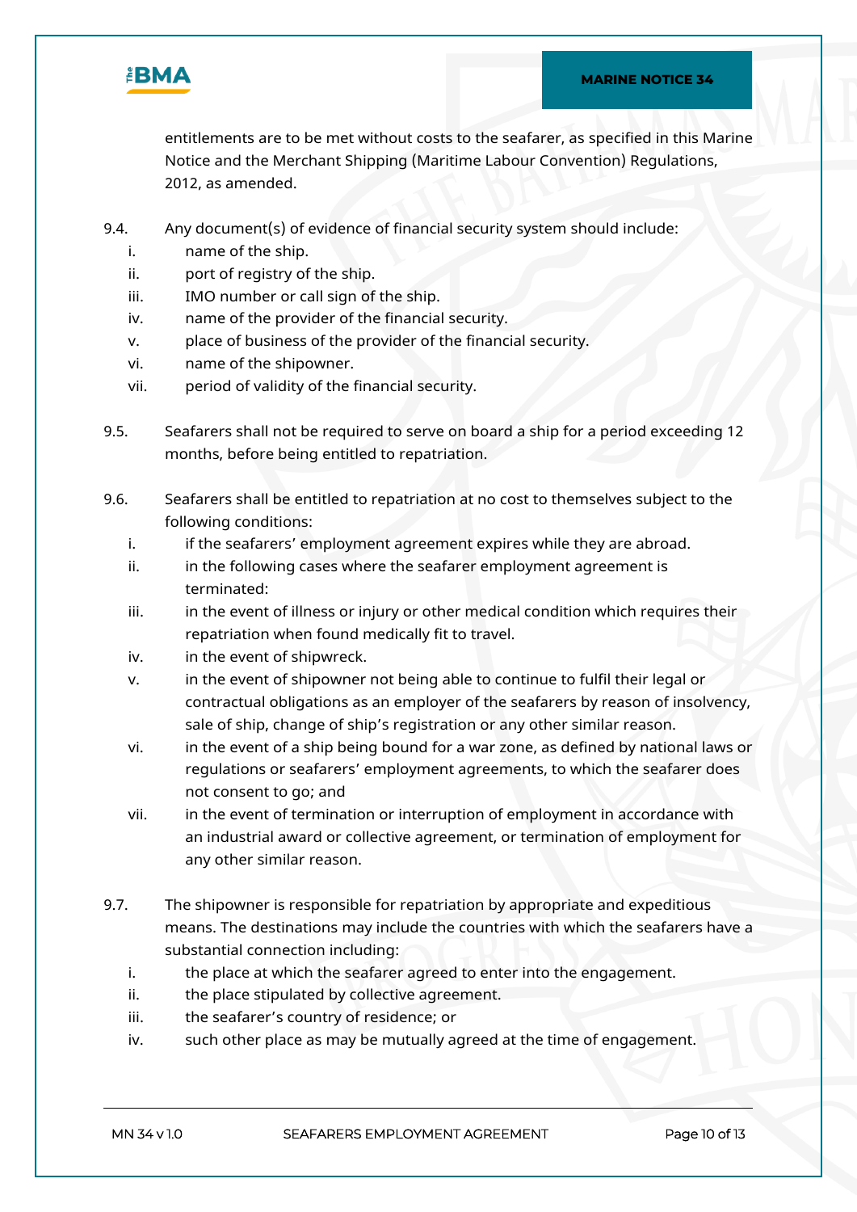entitlements are to be met without costs to the seafarer, as specified in this Marine Notice and the Merchant Shipping (Maritime Labour Convention) Regulations, 2012, as amended.

9.4. Any document(s) of evidence of financial security system should include:

i. name of the ship.
ii. port of registry of the ship.
iii. IMO number or call sign of the ship.
iv. name of the provider of the financial security.
v. place of business of the provider of the financial security.
vi. name of the shipowner.
vii. period of validity of the financial security.

9.5. Seafarers shall not be required to serve on board a ship for a period exceeding 12 months, before being entitled to repatriation.

9.6. Seafarers shall be entitled to repatriation at no cost to themselves subject to the following conditions:

i. if the seafarers' employment agreement expires while they are abroad.
ii. in the following cases where the seafarer employment agreement is terminated:
iii. in the event of illness or injury or other medical condition which requires their repatriation when found medically fit to travel.
iv. in the event of shipwreck.
v. in the event of shipowner not being able to continue to fulfil their legal or contractual obligations as an employer of the seafarers by reason of insolvency, sale of ship, change of ship's registration or any other similar reason.
vi. in the event of a ship being bound for a war zone, as defined by national laws or regulations or seafarers' employment agreements, to which the seafarer does not consent to go; and
vii. in the event of termination or interruption of employment in accordance with an industrial award or collective agreement, or termination of employment for any other similar reason.

9.7. The shipowner is responsible for repatriation by appropriate and expeditious means. The destinations may include the countries with which the seafarers have a substantial connection including:

i. the place at which the seafarer agreed to enter into the engagement.
ii. the place stipulated by collective agreement.
iii. the seafarer's country of residence; or
iv. such other place as may be mutually agreed at the time of engagement.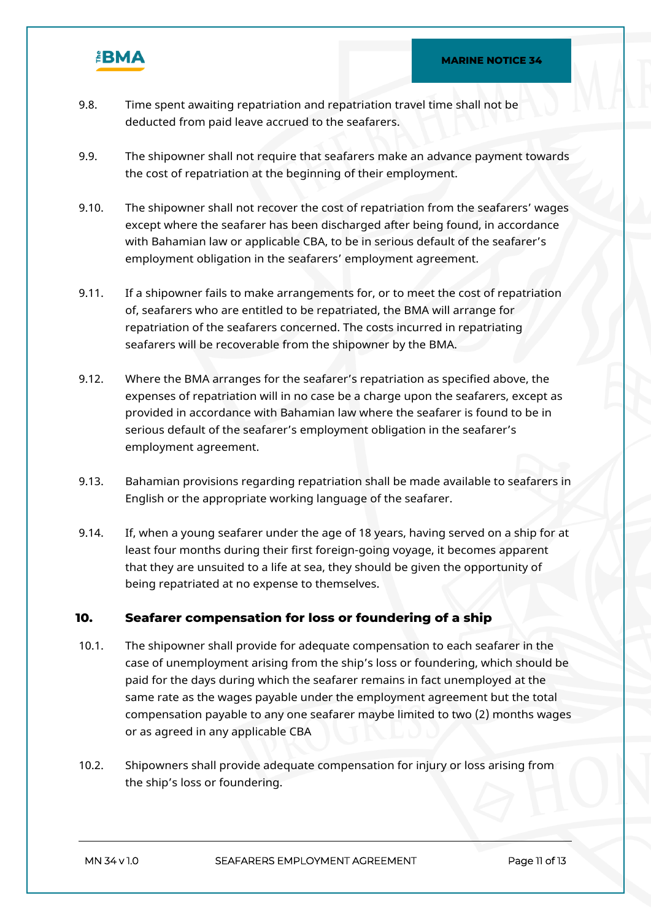9.8. Time spent awaiting repatriation and repatriation travel time shall not be deducted from paid leave accrued to the seafarers.

9.9. The shipowner shall not require that seafarers make an advance payment towards the cost of repatriation at the beginning of their employment.

9.10. The shipowner shall not recover the cost of repatriation from the seafarers' wages except where the seafarer has been discharged after being found, in accordance with Bahamian law or applicable CBA, to be in serious default of the seafarer's employment obligation in the seafarers' employment agreement.

9.11. If a shipowner fails to make arrangements for, or to meet the cost of repatriation of, seafarers who are entitled to be repatriated, the BMA will arrange for repatriation of the seafarers concerned. The costs incurred in repatriating seafarers will be recoverable from the shipowner by the BMA.

9.12. Where the BMA arranges for the seafarer's repatriation as specified above, the expenses of repatriation will in no case be a charge upon the seafarers, except as provided in accordance with Bahamian law where the seafarer is found to be in serious default of the seafarer's employment obligation in the seafarer's employment agreement.

9.13. Bahamian provisions regarding repatriation shall be made available to seafarers in English or the appropriate working language of the seafarer.

9.14. If, when a young seafarer under the age of 18 years, having served on a ship for at least four months during their first foreign-going voyage, it becomes apparent that they are unsuited to a life at sea, they should be given the opportunity of being repatriated at no expense to themselves.

## 10. Seafarer compensation for loss or foundering of a ship

10.1. The shipowner shall provide for adequate compensation to each seafarer in the case of unemployment arising from the ship's loss or foundering, which should be paid for the days during which the seafarer remains in fact unemployed at the same rate as the wages payable under the employment agreement but the total compensation payable to any one seafarer maybe limited to two (2) months wages or as agreed in any applicable CBA

10.2. Shipowners shall provide adequate compensation for injury or loss arising from the ship's loss or foundering.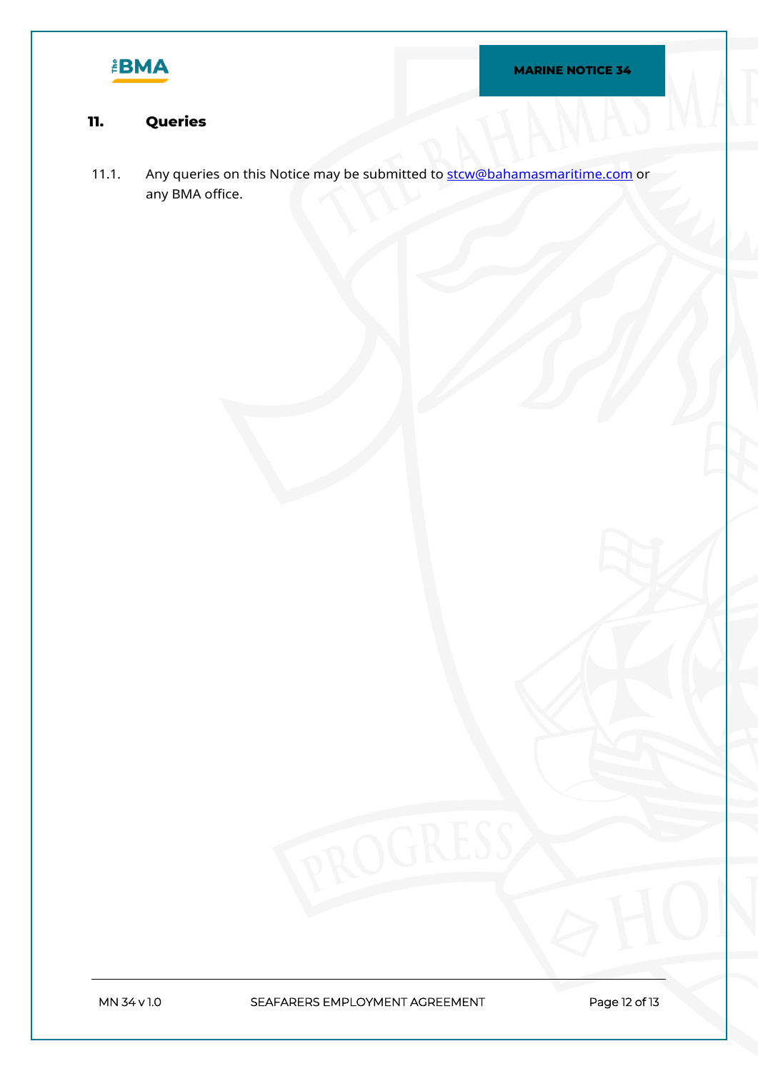## 11. Queries

11.1. Any queries on this Notice may be submitted to stcw@bahamasmaritime.com or any BMA office.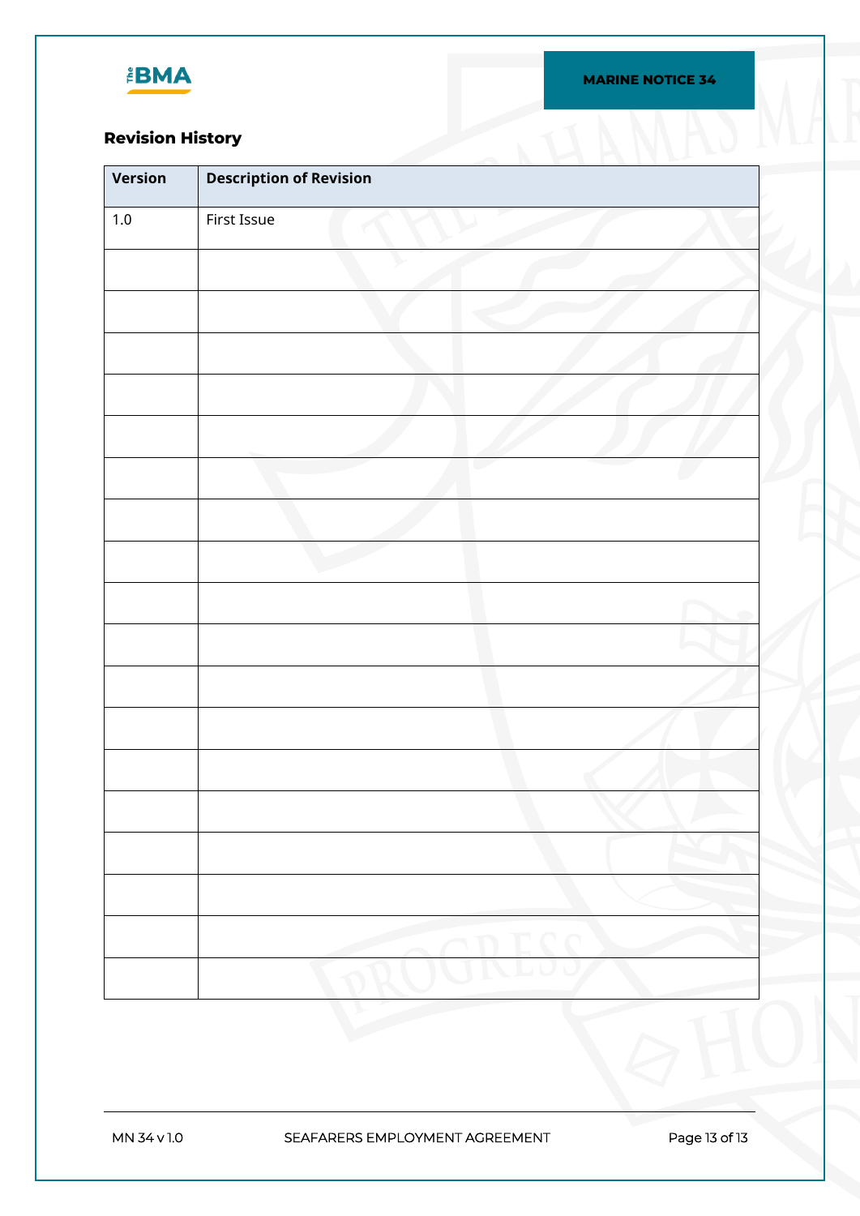## Revision History

| Version | Description of Revision |
|---|---|
| 1.0 | First Issue |
| | |
| | |
| | |
| | |
| | |
| | |
| | |
| | |
| | |
| | |
| | |
| | |
| | |
| | |
| | |
| | |
| | |
| | |